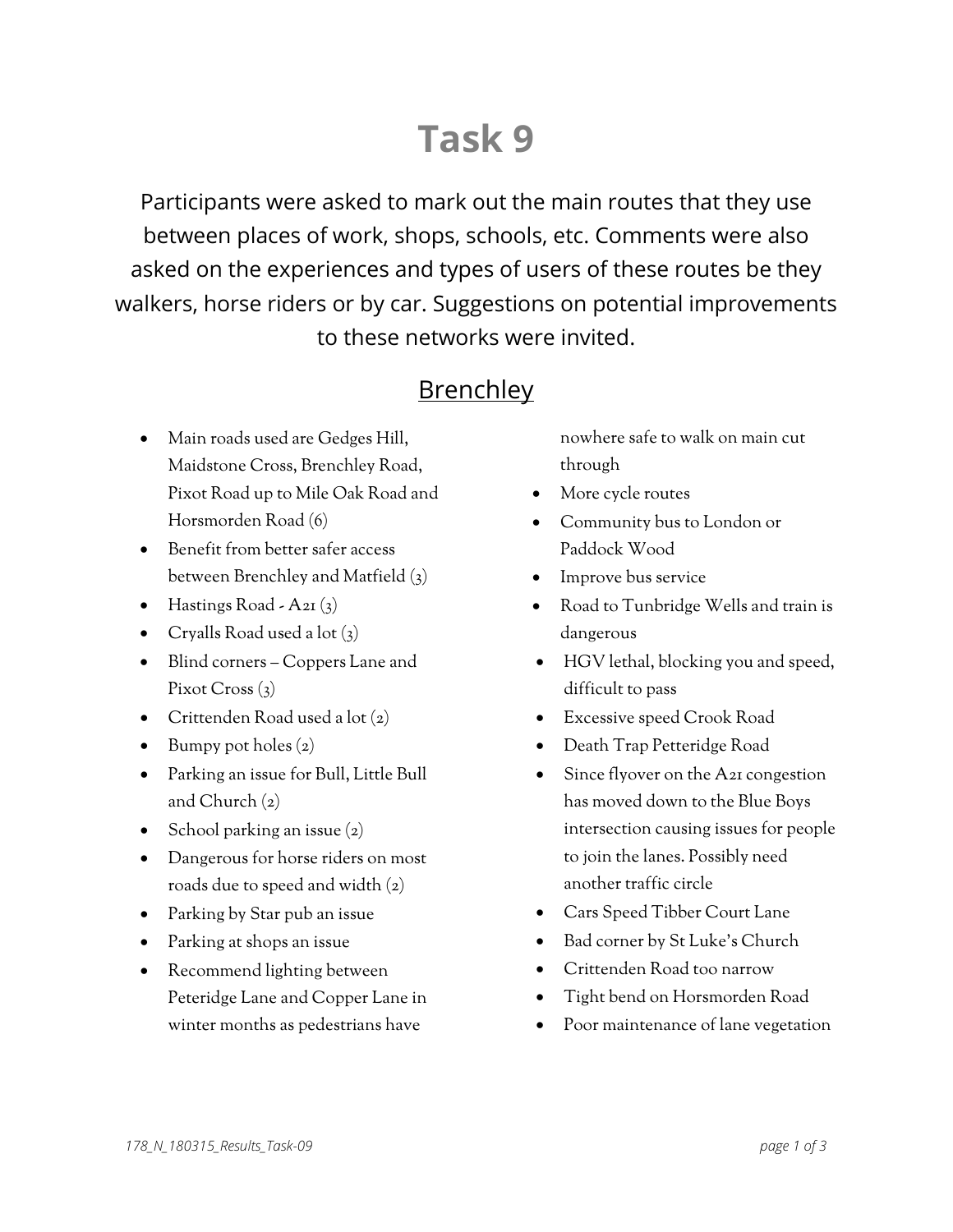# Task 9

Participants were asked to mark out the main routes that they use between places of work, shops, schools, etc. Comments were also asked on the experiences and types of users of these routes be they walkers, horse riders or by car. Suggestions on potential improvements to these networks were invited.

## Brenchley

- Main roads used are Gedges Hill, Maidstone Cross, Brenchley Road, Pixot Road up to Mile Oak Road and Horsmorden Road (6)
- Benefit from better safer access between Brenchley and Matfield (3)
- Hastings Road - A21 (3)
- Cryalls Road used a lot (3)
- Blind corners – Coppers Lane and Pixot Cross (3)
- Crittenden Road used a lot (2)
- Bumpy pot holes (2)
- Parking an issue for Bull, Little Bull and Church (2)
- School parking an issue (2)
- Dangerous for horse riders on most roads due to speed and width (2)
- Parking by Star pub an issue
- Parking at shops an issue
- Recommend lighting between Peteridge Lane and Copper Lane in winter months as pedestrians have nowhere safe to walk on main cut through
- More cycle routes
- Community bus to London or Paddock Wood
- Improve bus service
- Road to Tunbridge Wells and train is dangerous
- HGV lethal, blocking you and speed, difficult to pass
- Excessive speed Crook Road
- Death Trap Petteridge Road
- Since flyover on the A21 congestion has moved down to the Blue Boys intersection causing issues for people to join the lanes. Possibly need another traffic circle
- Cars Speed Tibber Court Lane
- Bad corner by St Luke's Church
- Crittenden Road too narrow
- Tight bend on Horsmorden Road
- Poor maintenance of lane vegetation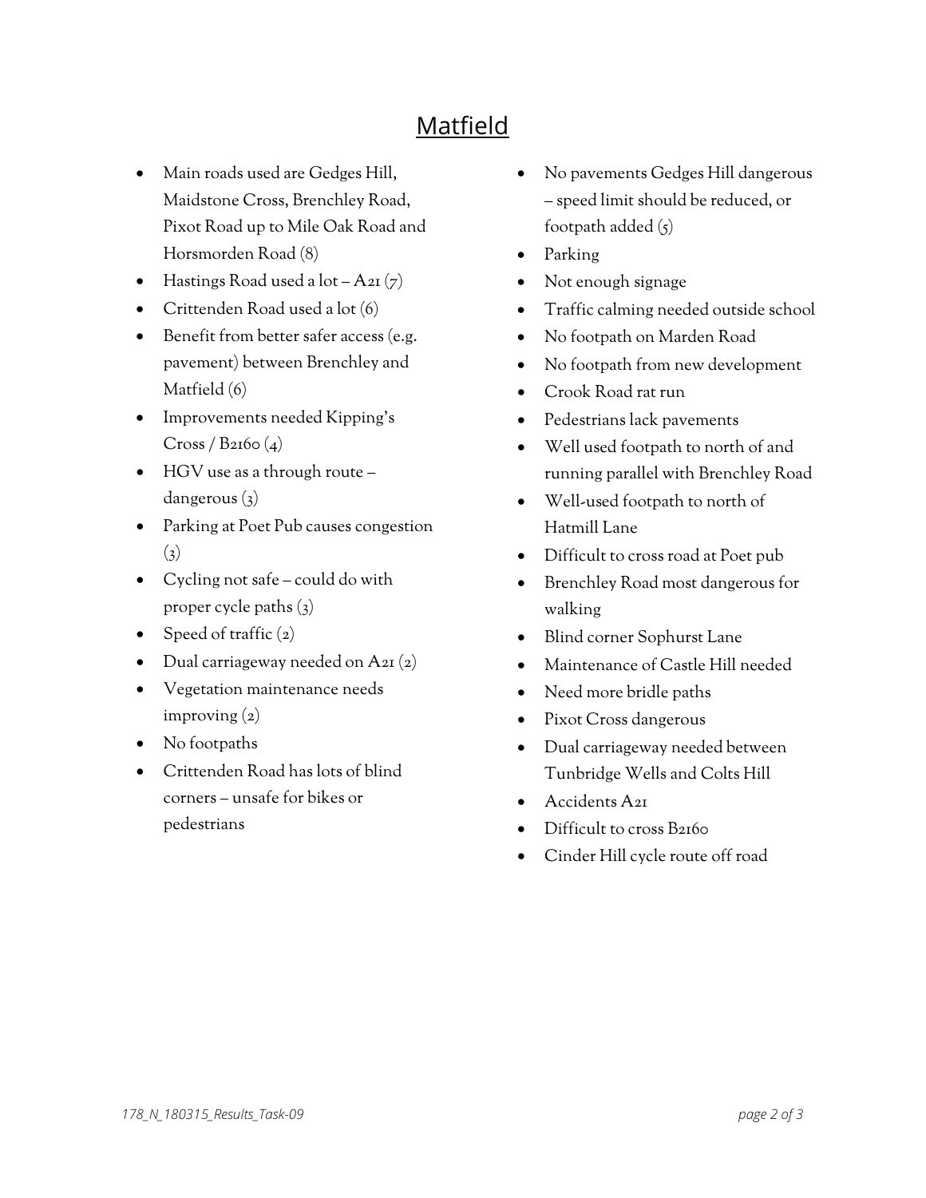## Matfield

- Main roads used are Gedges Hill, Maidstone Cross, Brenchley Road, Pixot Road up to Mile Oak Road and Horsmorden Road (8)
- Hastings Road used a lot – A21 (7)
- Crittenden Road used a lot (6)
- Benefit from better safer access (e.g. pavement) between Brenchley and Matfield (6)
- Improvements needed Kipping's Cross / B2160 (4)
- HGV use as a through route – dangerous (3)
- Parking at Poet Pub causes congestion (3)
- Cycling not safe – could do with proper cycle paths (3)
- Speed of traffic (2)
- Dual carriageway needed on A21 (2)
- Vegetation maintenance needs improving (2)
- No footpaths
- Crittenden Road has lots of blind corners – unsafe for bikes or pedestrians
- No pavements Gedges Hill dangerous – speed limit should be reduced, or footpath added (5)
- Parking
- Not enough signage
- Traffic calming needed outside school
- No footpath on Marden Road
- No footpath from new development
- Crook Road rat run
- Pedestrians lack pavements
- Well used footpath to north of and running parallel with Brenchley Road
- Well-used footpath to north of Hatmill Lane
- Difficult to cross road at Poet pub
- Brenchley Road most dangerous for walking
- Blind corner Sophurst Lane
- Maintenance of Castle Hill needed
- Need more bridle paths
- Pixot Cross dangerous
- Dual carriageway needed between Tunbridge Wells and Colts Hill
- Accidents A21
- Difficult to cross B2160
- Cinder Hill cycle route off road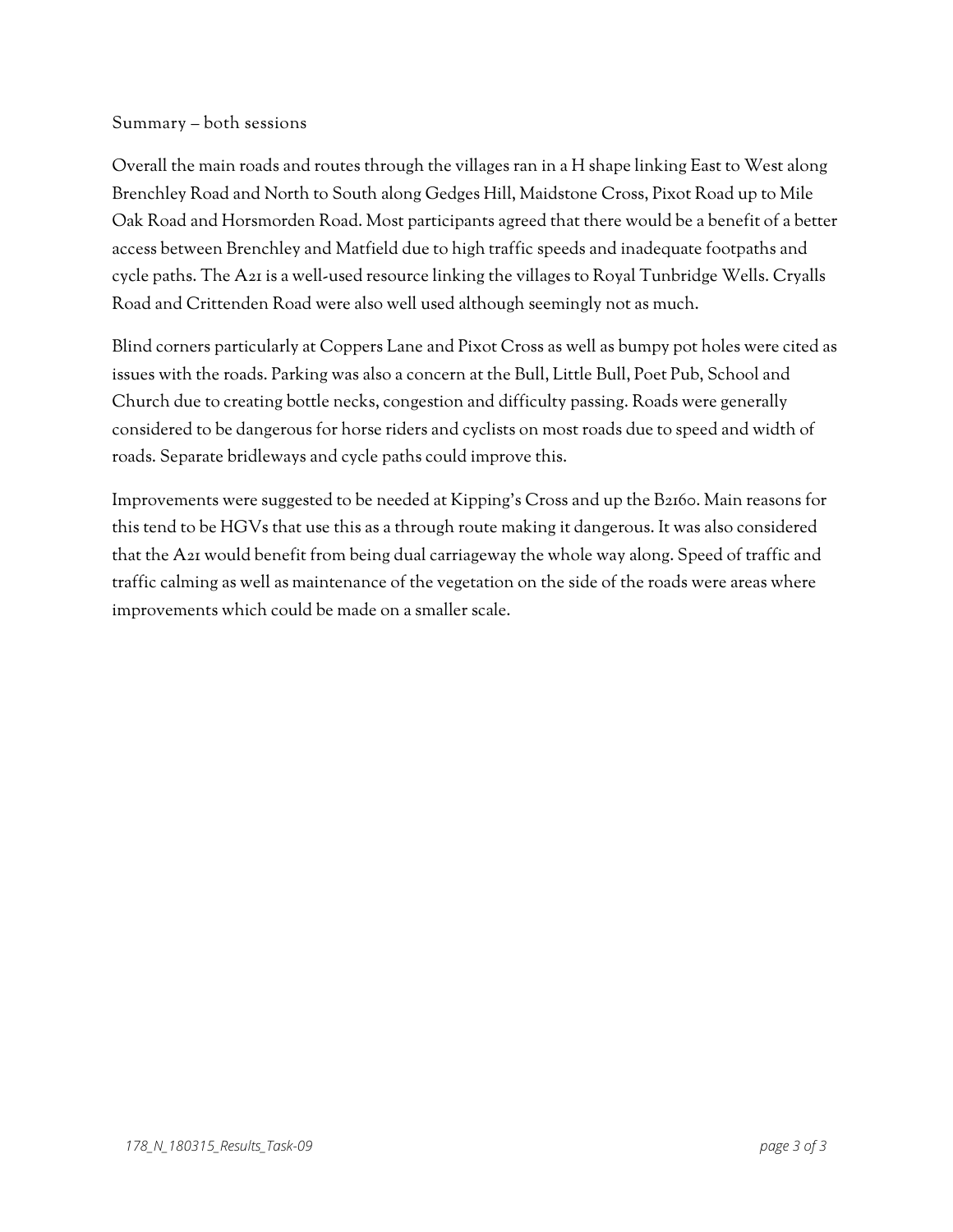Summary – both sessions

Overall the main roads and routes through the villages ran in a H shape linking East to West along Brenchley Road and North to South along Gedges Hill, Maidstone Cross, Pixot Road up to Mile Oak Road and Horsmorden Road. Most participants agreed that there would be a benefit of a better access between Brenchley and Matfield due to high traffic speeds and inadequate footpaths and cycle paths. The A21 is a well-used resource linking the villages to Royal Tunbridge Wells. Cryalls Road and Crittenden Road were also well used although seemingly not as much.

Blind corners particularly at Coppers Lane and Pixot Cross as well as bumpy pot holes were cited as issues with the roads. Parking was also a concern at the Bull, Little Bull, Poet Pub, School and Church due to creating bottle necks, congestion and difficulty passing. Roads were generally considered to be dangerous for horse riders and cyclists on most roads due to speed and width of roads. Separate bridleways and cycle paths could improve this.

Improvements were suggested to be needed at Kipping's Cross and up the B2160. Main reasons for this tend to be HGVs that use this as a through route making it dangerous. It was also considered that the A21 would benefit from being dual carriageway the whole way along. Speed of traffic and traffic calming as well as maintenance of the vegetation on the side of the roads were areas where improvements which could be made on a smaller scale.